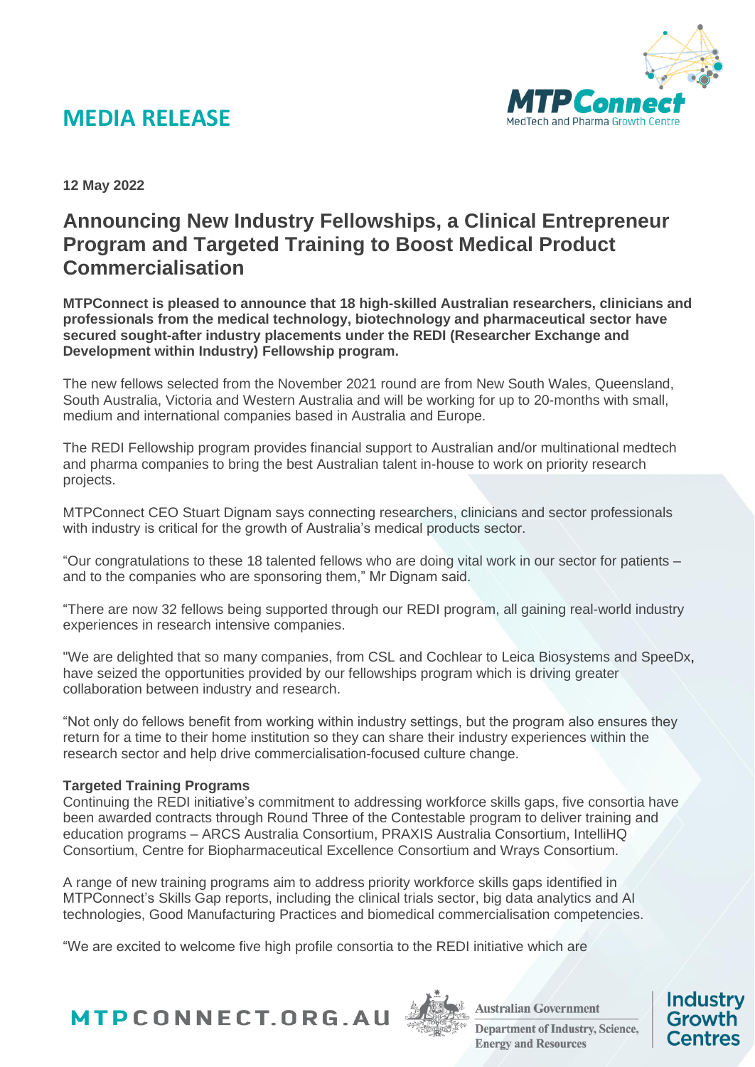# MEDIA RELEASE

**12 May 2022**

## Announcing New Industry Fellowships, a Clinical Entrepreneur Program and Targeted Training to Boost Medical Product Commercialisation

**MTPConnect is pleased to announce that 18 high-skilled Australian researchers, clinicians and professionals from the medical technology, biotechnology and pharmaceutical sector have secured sought-after industry placements under the REDI (Researcher Exchange and Development within Industry) Fellowship program.**

The new fellows selected from the November 2021 round are from New South Wales, Queensland, South Australia, Victoria and Western Australia and will be working for up to 20-months with small, medium and international companies based in Australia and Europe.

The REDI Fellowship program provides financial support to Australian and/or multinational medtech and pharma companies to bring the best Australian talent in-house to work on priority research projects.

MTPConnect CEO Stuart Dignam says connecting researchers, clinicians and sector professionals with industry is critical for the growth of Australia's medical products sector.

"Our congratulations to these 18 talented fellows who are doing vital work in our sector for patients – and to the companies who are sponsoring them," Mr Dignam said.

"There are now 32 fellows being supported through our REDI program, all gaining real-world industry experiences in research intensive companies.

"We are delighted that so many companies, from CSL and Cochlear to Leica Biosystems and SpeeDx, have seized the opportunities provided by our fellowships program which is driving greater collaboration between industry and research.

"Not only do fellows benefit from working within industry settings, but the program also ensures they return for a time to their home institution so they can share their industry experiences within the research sector and help drive commercialisation-focused culture change.

**Targeted Training Programs**

Continuing the REDI initiative's commitment to addressing workforce skills gaps, five consortia have been awarded contracts through Round Three of the Contestable program to deliver training and education programs – ARCS Australia Consortium, PRAXIS Australia Consortium, IntelliHQ Consortium, Centre for Biopharmaceutical Excellence Consortium and Wrays Consortium.

A range of new training programs aim to address priority workforce skills gaps identified in MTPConnect's Skills Gap reports, including the clinical trials sector, big data analytics and AI technologies, Good Manufacturing Practices and biomedical commercialisation competencies.

"We are excited to welcome five high profile consortia to the REDI initiative which are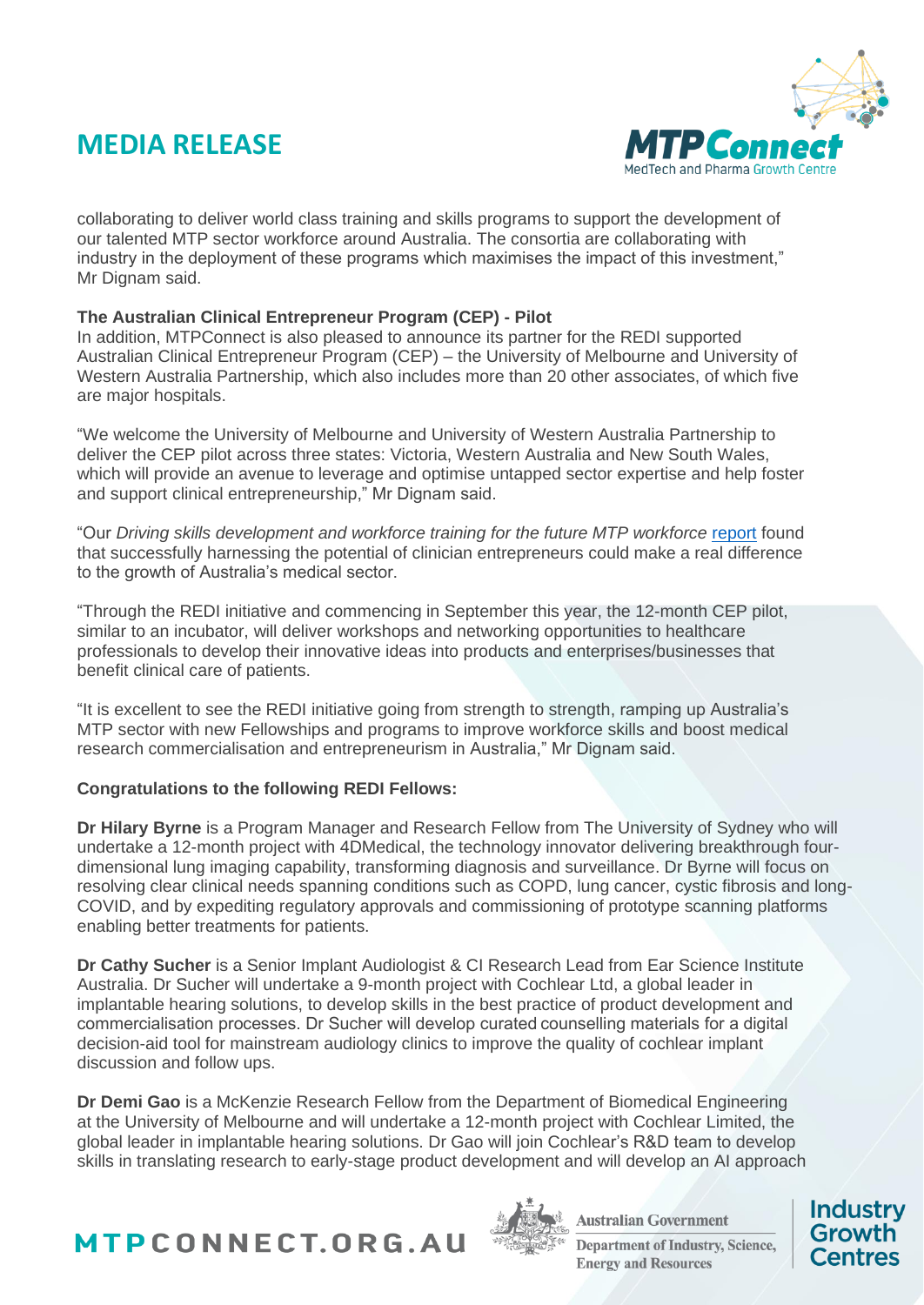collaborating to deliver world class training and skills programs to support the development of our talented MTP sector workforce around Australia. The consortia are collaborating with industry in the deployment of these programs which maximises the impact of this investment," Mr Dignam said.

**The Australian Clinical Entrepreneur Program (CEP) - Pilot**

In addition, MTPConnect is also pleased to announce its partner for the REDI supported Australian Clinical Entrepreneur Program (CEP) – the University of Melbourne and University of Western Australia Partnership, which also includes more than 20 other associates, of which five are major hospitals.

"We welcome the University of Melbourne and University of Western Australia Partnership to deliver the CEP pilot across three states: Victoria, Western Australia and New South Wales, which will provide an avenue to leverage and optimise untapped sector expertise and help foster and support clinical entrepreneurship," Mr Dignam said.

"Our *Driving skills development and workforce training for the future MTP workforce* report found that successfully harnessing the potential of clinician entrepreneurs could make a real difference to the growth of Australia's medical sector.

"Through the REDI initiative and commencing in September this year, the 12-month CEP pilot, similar to an incubator, will deliver workshops and networking opportunities to healthcare professionals to develop their innovative ideas into products and enterprises/businesses that benefit clinical care of patients.

"It is excellent to see the REDI initiative going from strength to strength, ramping up Australia's MTP sector with new Fellowships and programs to improve workforce skills and boost medical research commercialisation and entrepreneurism in Australia," Mr Dignam said.

**Congratulations to the following REDI Fellows:**

**Dr Hilary Byrne** is a Program Manager and Research Fellow from The University of Sydney who will undertake a 12-month project with 4DMedical, the technology innovator delivering breakthrough four-dimensional lung imaging capability, transforming diagnosis and surveillance. Dr Byrne will focus on resolving clear clinical needs spanning conditions such as COPD, lung cancer, cystic fibrosis and long-COVID, and by expediting regulatory approvals and commissioning of prototype scanning platforms enabling better treatments for patients.

**Dr Cathy Sucher** is a Senior Implant Audiologist & CI Research Lead from Ear Science Institute Australia. Dr Sucher will undertake a 9-month project with Cochlear Ltd, a global leader in implantable hearing solutions, to develop skills in the best practice of product development and commercialisation processes. Dr Sucher will develop curated counselling materials for a digital decision-aid tool for mainstream audiology clinics to improve the quality of cochlear implant discussion and follow ups.

**Dr Demi Gao** is a McKenzie Research Fellow from the Department of Biomedical Engineering at the University of Melbourne and will undertake a 12-month project with Cochlear Limited, the global leader in implantable hearing solutions. Dr Gao will join Cochlear's R&D team to develop skills in translating research to early-stage product development and will develop an AI approach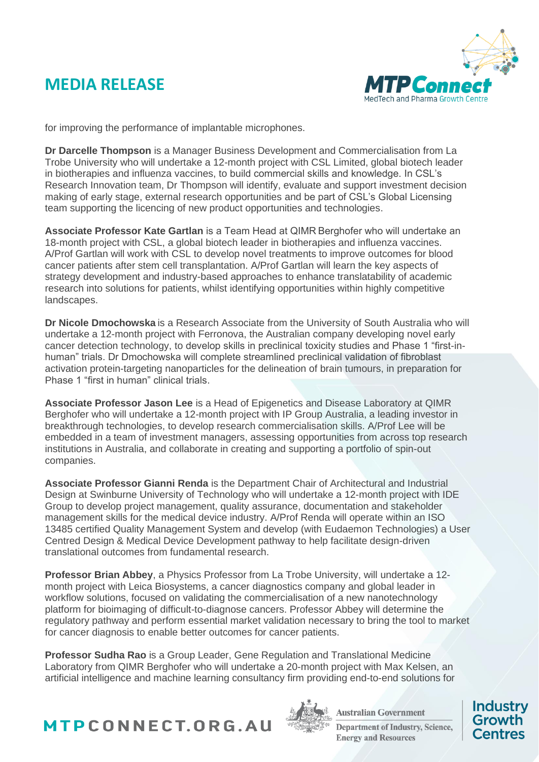for improving the performance of implantable microphones.

**Dr Darcelle Thompson** is a Manager Business Development and Commercialisation from La Trobe University who will undertake a 12-month project with CSL Limited, global biotech leader in biotherapies and influenza vaccines, to build commercial skills and knowledge. In CSL's Research Innovation team, Dr Thompson will identify, evaluate and support investment decision making of early stage, external research opportunities and be part of CSL's Global Licensing team supporting the licencing of new product opportunities and technologies.

**Associate Professor Kate Gartlan** is a Team Head at QIMR Berghofer who will undertake an 18-month project with CSL, a global biotech leader in biotherapies and influenza vaccines. A/Prof Gartlan will work with CSL to develop novel treatments to improve outcomes for blood cancer patients after stem cell transplantation. A/Prof Gartlan will learn the key aspects of strategy development and industry-based approaches to enhance translatability of academic research into solutions for patients, whilst identifying opportunities within highly competitive landscapes.

**Dr Nicole Dmochowska** is a Research Associate from the University of South Australia who will undertake a 12-month project with Ferronova, the Australian company developing novel early cancer detection technology, to develop skills in preclinical toxicity studies and Phase 1 "first-in-human" trials. Dr Dmochowska will complete streamlined preclinical validation of fibroblast activation protein-targeting nanoparticles for the delineation of brain tumours, in preparation for Phase 1 "first in human" clinical trials.

**Associate Professor Jason Lee** is a Head of Epigenetics and Disease Laboratory at QIMR Berghofer who will undertake a 12-month project with IP Group Australia, a leading investor in breakthrough technologies, to develop research commercialisation skills. A/Prof Lee will be embedded in a team of investment managers, assessing opportunities from across top research institutions in Australia, and collaborate in creating and supporting a portfolio of spin-out companies.

**Associate Professor Gianni Renda** is the Department Chair of Architectural and Industrial Design at Swinburne University of Technology who will undertake a 12-month project with IDE Group to develop project management, quality assurance, documentation and stakeholder management skills for the medical device industry. A/Prof Renda will operate within an ISO 13485 certified Quality Management System and develop (with Eudaemon Technologies) a User Centred Design & Medical Device Development pathway to help facilitate design-driven translational outcomes from fundamental research.

**Professor Brian Abbey**, a Physics Professor from La Trobe University, will undertake a 12-month project with Leica Biosystems, a cancer diagnostics company and global leader in workflow solutions, focused on validating the commercialisation of a new nanotechnology platform for bioimaging of difficult-to-diagnose cancers. Professor Abbey will determine the regulatory pathway and perform essential market validation necessary to bring the tool to market for cancer diagnosis to enable better outcomes for cancer patients.

**Professor Sudha Rao** is a Group Leader, Gene Regulation and Translational Medicine Laboratory from QIMR Berghofer who will undertake a 20-month project with Max Kelsen, an artificial intelligence and machine learning consultancy firm providing end-to-end solutions for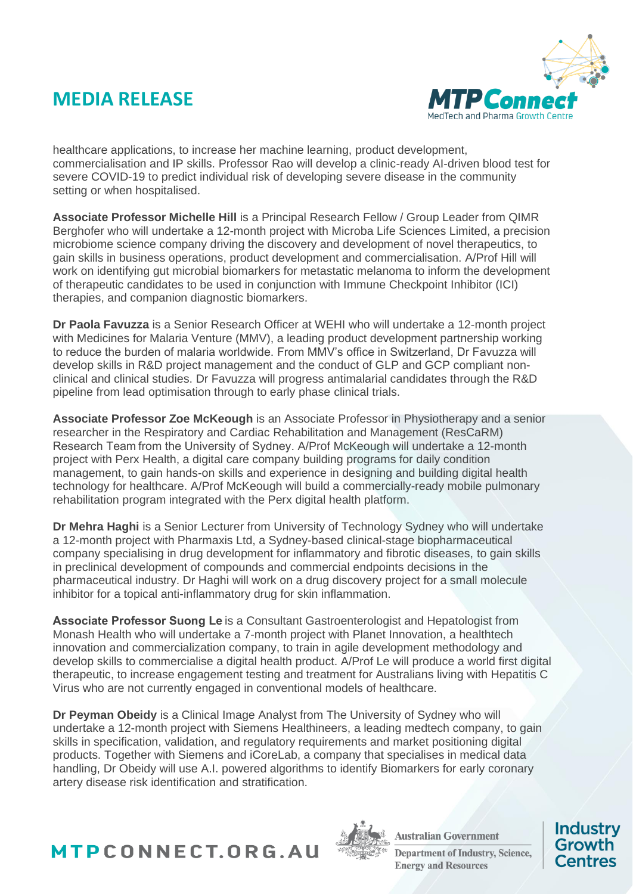healthcare applications, to increase her machine learning, product development, commercialisation and IP skills. Professor Rao will develop a clinic-ready AI-driven blood test for severe COVID-19 to predict individual risk of developing severe disease in the community setting or when hospitalised.

**Associate Professor Michelle Hill** is a Principal Research Fellow / Group Leader from QIMR Berghofer who will undertake a 12-month project with Microba Life Sciences Limited, a precision microbiome science company driving the discovery and development of novel therapeutics, to gain skills in business operations, product development and commercialisation. A/Prof Hill will work on identifying gut microbial biomarkers for metastatic melanoma to inform the development of therapeutic candidates to be used in conjunction with Immune Checkpoint Inhibitor (ICI) therapies, and companion diagnostic biomarkers.

**Dr Paola Favuzza** is a Senior Research Officer at WEHI who will undertake a 12-month project with Medicines for Malaria Venture (MMV), a leading product development partnership working to reduce the burden of malaria worldwide. From MMV's office in Switzerland, Dr Favuzza will develop skills in R&D project management and the conduct of GLP and GCP compliant non-clinical and clinical studies. Dr Favuzza will progress antimalarial candidates through the R&D pipeline from lead optimisation through to early phase clinical trials.

**Associate Professor Zoe McKeough** is an Associate Professor in Physiotherapy and a senior researcher in the Respiratory and Cardiac Rehabilitation and Management (ResCaRM) Research Team from the University of Sydney. A/Prof McKeough will undertake a 12-month project with Perx Health, a digital care company building programs for daily condition management, to gain hands-on skills and experience in designing and building digital health technology for healthcare. A/Prof McKeough will build a commercially-ready mobile pulmonary rehabilitation program integrated with the Perx digital health platform.

**Dr Mehra Haghi** is a Senior Lecturer from University of Technology Sydney who will undertake a 12-month project with Pharmaxis Ltd, a Sydney-based clinical-stage biopharmaceutical company specialising in drug development for inflammatory and fibrotic diseases, to gain skills in preclinical development of compounds and commercial endpoints decisions in the pharmaceutical industry. Dr Haghi will work on a drug discovery project for a small molecule inhibitor for a topical anti-inflammatory drug for skin inflammation.

**Associate Professor Suong Le** is a Consultant Gastroenterologist and Hepatologist from Monash Health who will undertake a 7-month project with Planet Innovation, a healthtech innovation and commercialization company, to train in agile development methodology and develop skills to commercialise a digital health product. A/Prof Le will produce a world first digital therapeutic, to increase engagement testing and treatment for Australians living with Hepatitis C Virus who are not currently engaged in conventional models of healthcare.

**Dr Peyman Obeidy** is a Clinical Image Analyst from The University of Sydney who will undertake a 12-month project with Siemens Healthineers, a leading medtech company, to gain skills in specification, validation, and regulatory requirements and market positioning digital products. Together with Siemens and iCoreLab, a company that specialises in medical data handling, Dr Obeidy will use A.I. powered algorithms to identify Biomarkers for early coronary artery disease risk identification and stratification.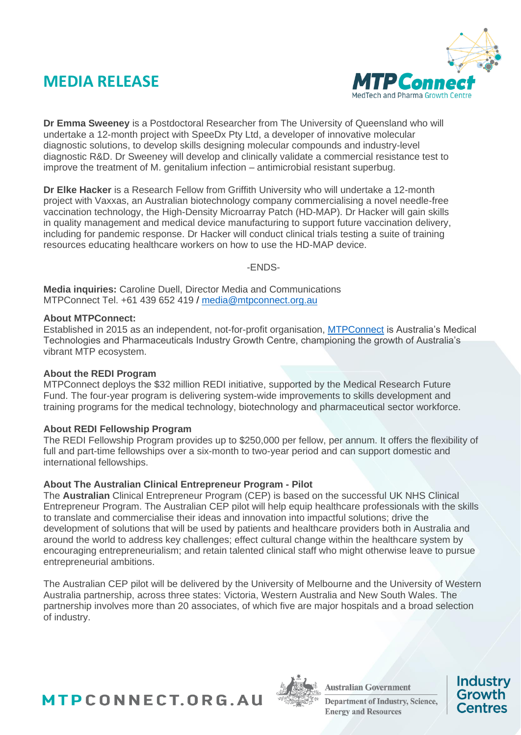# MEDIA RELEASE

**Dr Emma Sweeney** is a Postdoctoral Researcher from The University of Queensland who will undertake a 12-month project with SpeeDx Pty Ltd, a developer of innovative molecular diagnostic solutions, to develop skills designing molecular compounds and industry-level diagnostic R&D. Dr Sweeney will develop and clinically validate a commercial resistance test to improve the treatment of M. genitalium infection – antimicrobial resistant superbug.

**Dr Elke Hacker** is a Research Fellow from Griffith University who will undertake a 12-month project with Vaxxas, an Australian biotechnology company commercialising a novel needle-free vaccination technology, the High-Density Microarray Patch (HD-MAP). Dr Hacker will gain skills in quality management and medical device manufacturing to support future vaccination delivery, including for pandemic response. Dr Hacker will conduct clinical trials testing a suite of training resources educating healthcare workers on how to use the HD-MAP device.

-ENDS-

**Media inquiries:** Caroline Duell, Director Media and Communications
MTPConnect Tel. +61 439 652 419 / media@mtpconnect.org.au

**About MTPConnect:**
Established in 2015 as an independent, not-for-profit organisation, MTPConnect is Australia's Medical Technologies and Pharmaceuticals Industry Growth Centre, championing the growth of Australia's vibrant MTP ecosystem.

**About the REDI Program**
MTPConnect deploys the $32 million REDI initiative, supported by the Medical Research Future Fund. The four-year program is delivering system-wide improvements to skills development and training programs for the medical technology, biotechnology and pharmaceutical sector workforce.

**About REDI Fellowship Program**
The REDI Fellowship Program provides up to $250,000 per fellow, per annum. It offers the flexibility of full and part-time fellowships over a six-month to two-year period and can support domestic and international fellowships.

**About The Australian Clinical Entrepreneur Program - Pilot**
The **Australian** Clinical Entrepreneur Program (CEP) is based on the successful UK NHS Clinical Entrepreneur Program. The Australian CEP pilot will help equip healthcare professionals with the skills to translate and commercialise their ideas and innovation into impactful solutions; drive the development of solutions that will be used by patients and healthcare providers both in Australia and around the world to address key challenges; effect cultural change within the healthcare system by encouraging entrepreneurialism; and retain talented clinical staff who might otherwise leave to pursue entrepreneurial ambitions.

The Australian CEP pilot will be delivered by the University of Melbourne and the University of Western Australia partnership, across three states: Victoria, Western Australia and New South Wales. The partnership involves more than 20 associates, of which five are major hospitals and a broad selection of industry.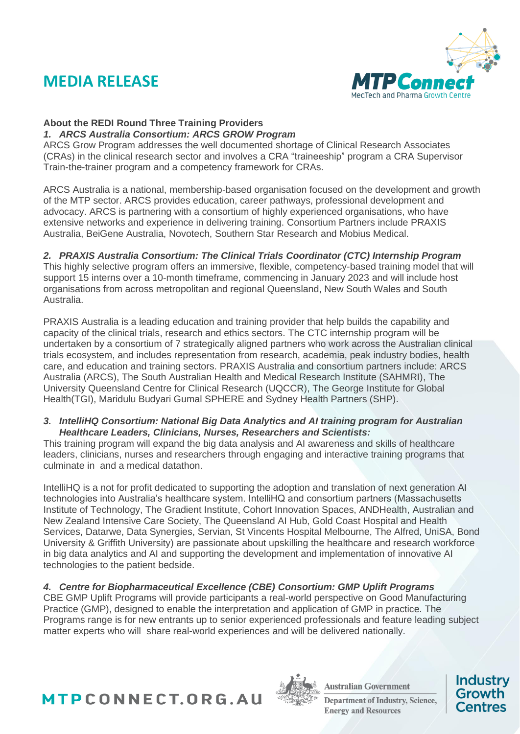# MEDIA RELEASE

**About the REDI Round Three Training Providers**

***1. ARCS Australia Consortium: ARCS GROW Program***

ARCS Grow Program addresses the well documented shortage of Clinical Research Associates (CRAs) in the clinical research sector and involves a CRA "traineeship" program a CRA Supervisor Train-the-trainer program and a competency framework for CRAs.

ARCS Australia is a national, membership-based organisation focused on the development and growth of the MTP sector. ARCS provides education, career pathways, professional development and advocacy. ARCS is partnering with a consortium of highly experienced organisations, who have extensive networks and experience in delivering training. Consortium Partners include PRAXIS Australia, BeiGene Australia, Novotech, Southern Star Research and Mobius Medical.

***2. PRAXIS Australia Consortium: The Clinical Trials Coordinator (CTC) Internship Program***

This highly selective program offers an immersive, flexible, competency-based training model that will support 15 interns over a 10-month timeframe, commencing in January 2023 and will include host organisations from across metropolitan and regional Queensland, New South Wales and South Australia.

PRAXIS Australia is a leading education and training provider that help builds the capability and capacity of the clinical trials, research and ethics sectors. The CTC internship program will be undertaken by a consortium of 7 strategically aligned partners who work across the Australian clinical trials ecosystem, and includes representation from research, academia, peak industry bodies, health care, and education and training sectors. PRAXIS Australia and consortium partners include: ARCS Australia (ARCS), The South Australian Health and Medical Research Institute (SAHMRI), The University Queensland Centre for Clinical Research (UQCCR), The George Institute for Global Health(TGI), Maridulu Budyari Gumal SPHERE and Sydney Health Partners (SHP).

***3. IntelliHQ Consortium: National Big Data Analytics and AI training program for Australian Healthcare Leaders, Clinicians, Nurses, Researchers and Scientists:***

This training program will expand the big data analysis and AI awareness and skills of healthcare leaders, clinicians, nurses and researchers through engaging and interactive training programs that culminate in  and a medical datathon.

IntelliHQ is a not for profit dedicated to supporting the adoption and translation of next generation AI technologies into Australia's healthcare system. IntelliHQ and consortium partners (Massachusetts Institute of Technology, The Gradient Institute, Cohort Innovation Spaces, ANDHealth, Australian and New Zealand Intensive Care Society, The Queensland AI Hub, Gold Coast Hospital and Health Services, Datarwe, Data Synergies, Servian, St Vincents Hospital Melbourne, The Alfred, UniSA, Bond University & Griffith University) are passionate about upskilling the healthcare and research workforce in big data analytics and AI and supporting the development and implementation of innovative AI technologies to the patient bedside.

***4. Centre for Biopharmaceutical Excellence (CBE) Consortium: GMP Uplift Programs***

CBE GMP Uplift Programs will provide participants a real-world perspective on Good Manufacturing Practice (GMP), designed to enable the interpretation and application of GMP in practice. The Programs range is for new entrants up to senior experienced professionals and feature leading subject matter experts who will  share real-world experiences and will be delivered nationally.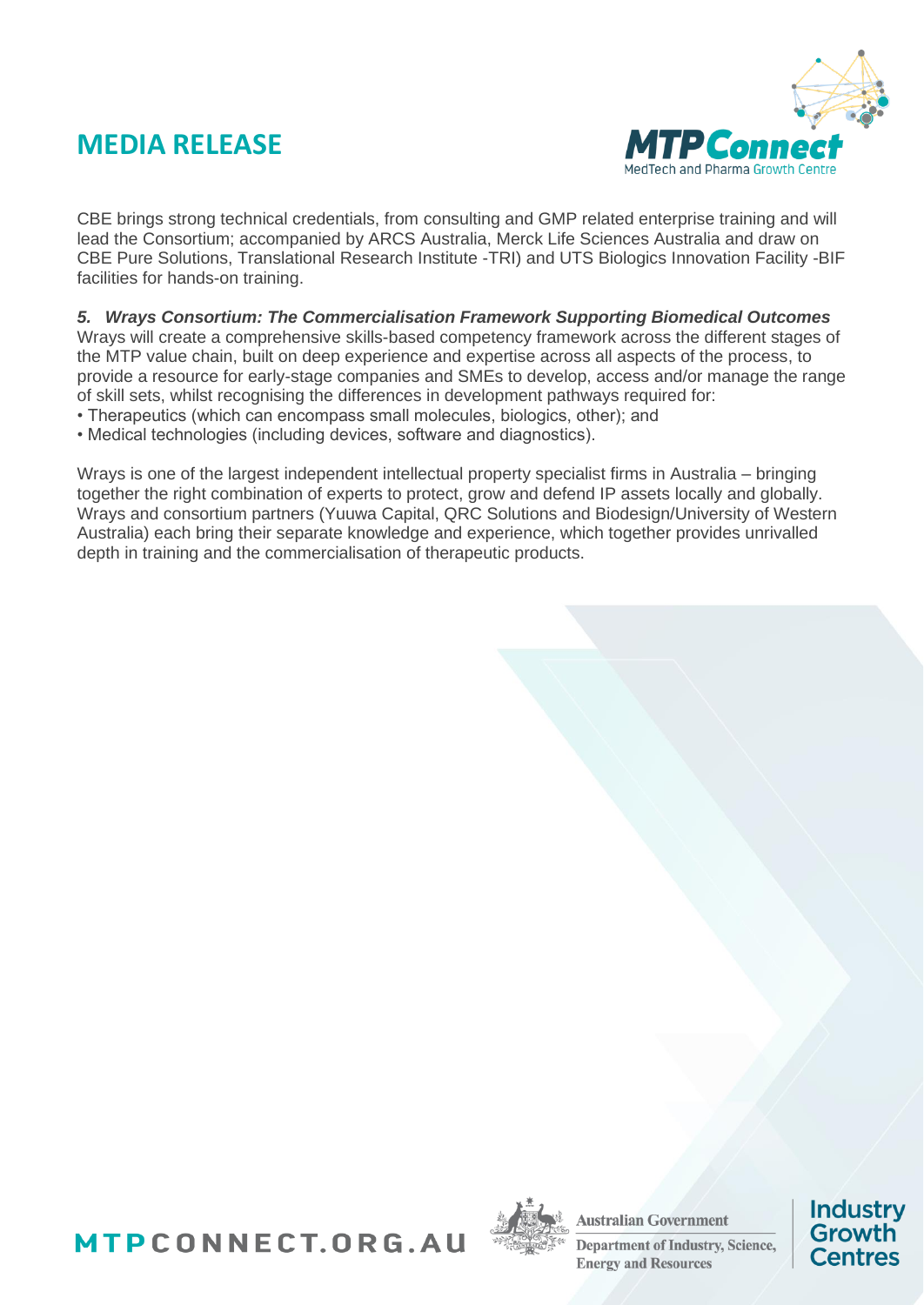CBE brings strong technical credentials, from consulting and GMP related enterprise training and will lead the Consortium; accompanied by ARCS Australia, Merck Life Sciences Australia and draw on CBE Pure Solutions, Translational Research Institute -TRI) and UTS Biologics Innovation Facility -BIF facilities for hands-on training.

***5. Wrays Consortium: The Commercialisation Framework Supporting Biomedical Outcomes***

Wrays will create a comprehensive skills-based competency framework across the different stages of the MTP value chain, built on deep experience and expertise across all aspects of the process, to provide a resource for early-stage companies and SMEs to develop, access and/or manage the range of skill sets, whilst recognising the differences in development pathways required for:

- Therapeutics (which can encompass small molecules, biologics, other); and
- Medical technologies (including devices, software and diagnostics).

Wrays is one of the largest independent intellectual property specialist firms in Australia – bringing together the right combination of experts to protect, grow and defend IP assets locally and globally. Wrays and consortium partners (Yuuwa Capital, QRC Solutions and Biodesign/University of Western Australia) each bring their separate knowledge and experience, which together provides unrivalled depth in training and the commercialisation of therapeutic products.